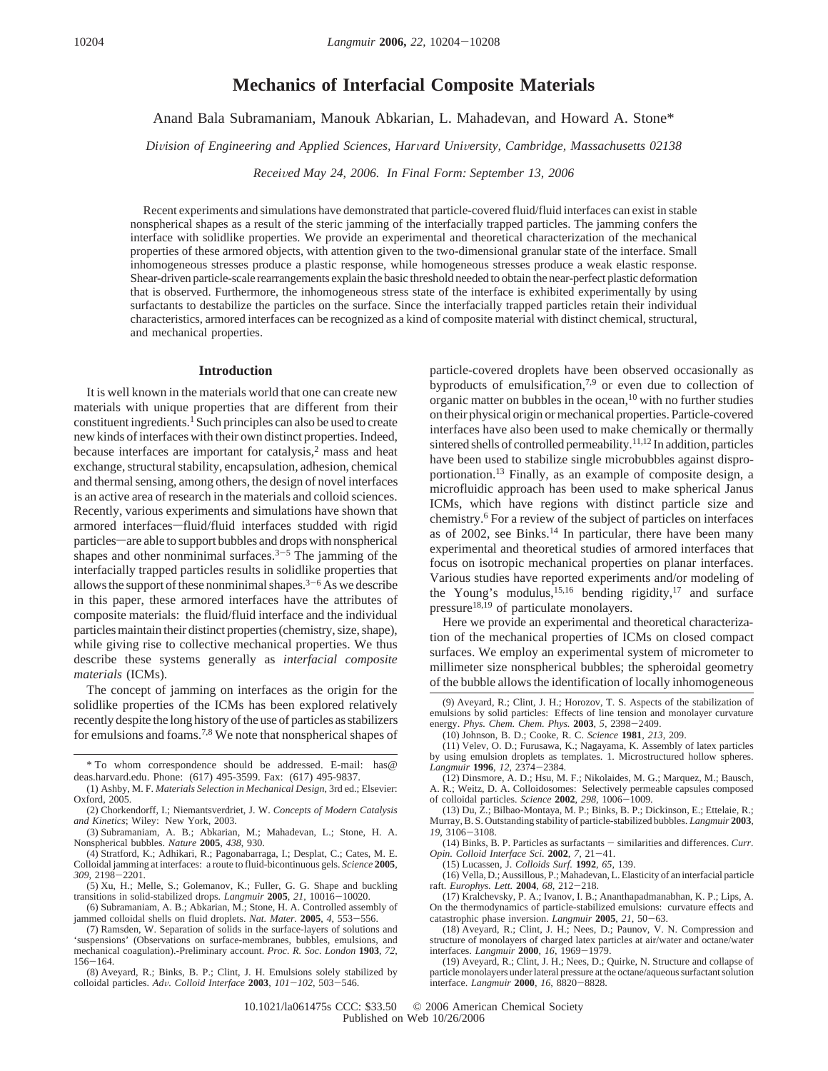# Mechanics of Interfacial Composite Materials

Anand Bala Subramaniam, Manouk Abkarian, L. Mahadevan, and Howard A. Stone*

*Division of Engineering and Applied Sciences, Harvard University, Cambridge, Massachusetts 02138*

*Received May 24, 2006. In Final Form: September 13, 2006*

Recent experiments and simulations have demonstrated that particle-covered fluid/fluid interfaces can exist in stable nonspherical shapes as a result of the steric jamming of the interfacially trapped particles. The jamming confers the interface with solidlike properties. We provide an experimental and theoretical characterization of the mechanical properties of these armored objects, with attention given to the two-dimensional granular state of the interface. Small inhomogeneous stresses produce a plastic response, while homogeneous stresses produce a weak elastic response. Shear-driven particle-scale rearrangements explain the basic threshold needed to obtain the near-perfect plastic deformation that is observed. Furthermore, the inhomogeneous stress state of the interface is exhibited experimentally by using surfactants to destabilize the particles on the surface. Since the interfacially trapped particles retain their individual characteristics, armored interfaces can be recognized as a kind of composite material with distinct chemical, structural, and mechanical properties.

## Introduction

It is well known in the materials world that one can create new materials with unique properties that are different from their constituent ingredients.[1] Such principles can also be used to create new kinds of interfaces with their own distinct properties. Indeed, because interfaces are important for catalysis,[2] mass and heat exchange, structural stability, encapsulation, adhesion, chemical and thermal sensing, among others, the design of novel interfaces is an active area of research in the materials and colloid sciences. Recently, various experiments and simulations have shown that armored interfaces—fluid/fluid interfaces studded with rigid particles—are able to support bubbles and drops with nonspherical shapes and other nonminimal surfaces.[3-5] The jamming of the interfacially trapped particles results in solidlike properties that allows the support of these nonminimal shapes.[3-6] As we describe in this paper, these armored interfaces have the attributes of composite materials: the fluid/fluid interface and the individual particles maintain their distinct properties (chemistry, size, shape), while giving rise to collective mechanical properties. We thus describe these systems generally as *interfacial composite materials* (ICMs).

The concept of jamming on interfaces as the origin for the solidlike properties of the ICMs has been explored relatively recently despite the long history of the use of particles as stabilizers for emulsions and foams.[7,8] We note that nonspherical shapes of particle-covered droplets have been observed occasionally as byproducts of emulsification,[7,9] or even due to collection of organic matter on bubbles in the ocean,[10] with no further studies on their physical origin or mechanical properties. Particle-covered interfaces have also been used to make chemically or thermally sintered shells of controlled permeability.[11,12] In addition, particles have been used to stabilize single microbubbles against disproportionation.[13] Finally, as an example of composite design, a microfluidic approach has been used to make spherical Janus ICMs, which have regions with distinct particle size and chemistry.[6] For a review of the subject of particles on interfaces as of 2002, see Binks.[14] In particular, there have been many experimental and theoretical studies of armored interfaces that focus on isotropic mechanical properties on planar interfaces. Various studies have reported experiments and/or modeling of the Young's modulus,[15,16] bending rigidity,[17] and surface pressure[18,19] of particulate monolayers.

Here we provide an experimental and theoretical characterization of the mechanical properties of ICMs on closed compact surfaces. We employ an experimental system of micrometer to millimeter size nonspherical bubbles; the spheroidal geometry of the bubble allows the identification of locally inhomogeneous

---

\* To whom correspondence should be addressed. E-mail: has@deas.harvard.edu. Phone: (617) 495-3599. Fax: (617) 495-9837.

(1) Ashby, M. F. *Materials Selection in Mechanical Design*, 3rd ed.; Elsevier: Oxford, 2005.

(2) Chorkendorff, I.; Niemantsverdriet, J. W. *Concepts of Modern Catalysis and Kinetics*; Wiley: New York, 2003.

(3) Subramaniam, A. B.; Abkarian, M.; Mahadevan, L.; Stone, H. A. Nonspherical bubbles. *Nature* **2005**, *438*, 930.

(4) Stratford, K.; Adhikari, R.; Pagonabarraga, I.; Desplat, C.; Cates, M. E. Colloidal jamming at interfaces: a route to fluid-bicontinuous gels. *Science* **2005**, *309*, 2198–2201.

(5) Xu, H.; Melle, S.; Golemanov, K.; Fuller, G. G. Shape and buckling transitions in solid-stabilized drops. *Langmuir* **2005**, *21*, 10016–10020.

(6) Subramaniam, A. B.; Abkarian, M.; Stone, H. A. Controlled assembly of jammed colloidal shells on fluid droplets. *Nat. Mater.* **2005**, *4*, 553–556.

(7) Ramsden, W. Separation of solids in the surface-layers of solutions and 'suspensions' (Observations on surface-membranes, bubbles, emulsions, and mechanical coagulation).-Preliminary account. *Proc. R. Soc. London* **1903**, *72*, 156–164.

(8) Aveyard, R.; Binks, B. P.; Clint, J. H. Emulsions solely stabilized by colloidal particles. *Adv. Colloid Interface* **2003**, *101–102*, 503–546.

(9) Aveyard, R.; Clint, J. H.; Horozov, T. S. Aspects of the stabilization of emulsions by solid particles: Effects of line tension and monolayer curvature energy. *Phys. Chem. Chem. Phys.* **2003**, *5*, 2398–2409.

(10) Johnson, B. D.; Cooke, R. C. *Science* **1981**, *213*, 209.

(11) Velev, O. D.; Furusawa, K.; Nagayama, K. Assembly of latex particles by using emulsion droplets as templates. 1. Microstructured hollow spheres. *Langmuir* **1996**, *12*, 2374–2384.

(12) Dinsmore, A. D.; Hsu, M. F.; Nikolaides, M. G.; Marquez, M.; Bausch, A. R.; Weitz, D. A. Colloidosomes: Selectively permeable capsules composed of colloidal particles. *Science* **2002**, *298*, 1006–1009.

(13) Du, Z.; Bilbao-Montaya, M. P.; Binks, B. P.; Dickinson, E.; Ettelaie, R.; Murray, B. S. Outstanding stability of particle-stabilized bubbles. *Langmuir* **2003**, *19*, 3106–3108.

(14) Binks, B. P. Particles as surfactants – similarities and differences. *Curr. Opin. Colloid Interface Sci.* **2002**, *7*, 21–41.

(15) Lucassen, J. *Colloids Surf.* **1992**, *65*, 139.

(16) Vella, D.; Aussillous, P.; Mahadevan, L. Elasticity of an interfacial particle raft. *Europhys. Lett.* **2004**, *68*, 212–218.

(17) Kralchevsky, P. A.; Ivanov, I. B.; Ananthapadmanabhan, K. P.; Lips, A. On the thermodynamics of particle-stabilized emulsions: curvature effects and catastrophic phase inversion. *Langmuir* **2005**, *21*, 50–63.

(18) Aveyard, R.; Clint, J. H.; Nees, D.; Paunov, V. N. Compression and structure of monolayers of charged latex particles at air/water and octane/water interfaces. *Langmuir* **2000**, *16*, 1969–1979.

(19) Aveyard, R.; Clint, J. H.; Nees, D.; Quirke, N. Structure and collapse of particle monolayers under lateral pressure at the octane/aqueous surfactant solution interface. *Langmuir* **2000**, *16*, 8820–8828.

10.1021/la061475s CCC: $33.50 © 2006 American Chemical Society
Published on Web 10/26/2006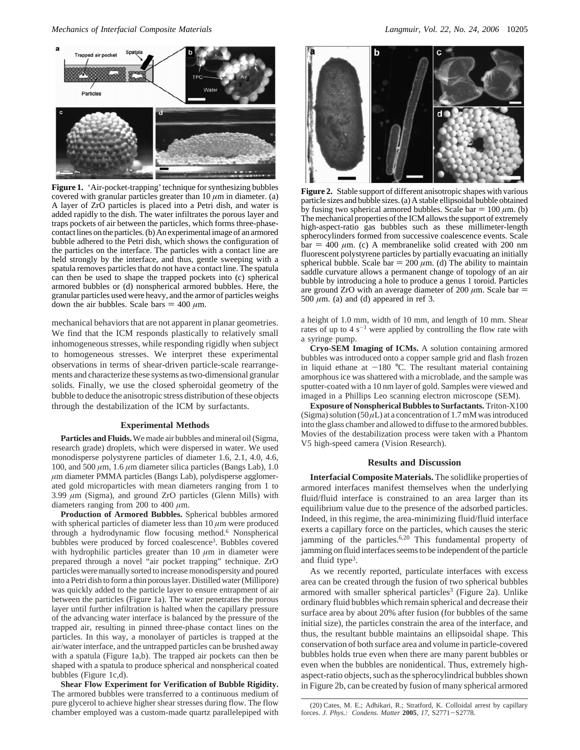**Figure 1.** 'Air-pocket-trapping' technique for synthesizing bubbles covered with granular particles greater than 10 $\mu$m in diameter. (a) A layer of ZrO particles is placed into a Petri dish, and water is added rapidly to the dish. The water infiltrates the porous layer and traps pockets of air between the particles, which forms three-phase-contact lines on the particles. (b) An experimental image of an armored bubble adhered to the Petri dish, which shows the configuration of the particles on the interface. The particles with a contact line are held strongly by the interface, and thus, gentle sweeping with a spatula removes particles that do not have a contact line. The spatula can then be used to shape the trapped pockets into (c) spherical armored bubbles or (d) nonspherical armored bubbles. Here, the granular particles used were heavy, and the armor of particles weighs down the air bubbles. Scale bars = 400 $\mu$m.

mechanical behaviors that are not apparent in planar geometries. We find that the ICM responds plastically to relatively small inhomogeneous stresses, while responding rigidly when subject to homogeneous stresses. We interpret these experimental observations in terms of shear-driven particle-scale rearrangements and characterize these systems as two-dimensional granular solids. Finally, we use the closed spheroidal geometry of the bubble to deduce the anisotropic stress distribution of these objects through the destabilization of the ICM by surfactants.

## Experimental Methods

**Particles and Fluids.** We made air bubbles and mineral oil (Sigma, research grade) droplets, which were dispersed in water. We used monodisperse polystyrene particles of diameter 1.6, 2.1, 4.0, 4.6, 100, and 500 $\mu$m, 1.6 $\mu$m diameter silica particles (Bangs Lab), 1.0 $\mu$m diameter PMMA particles (Bangs Lab), polydisperse agglomerated gold microparticles with mean diameters ranging from 1 to 3.99 $\mu$m (Sigma), and ground ZrO particles (Glenn Mills) with diameters ranging from 200 to 400 $\mu$m.

**Production of Armored Bubbles.** Spherical bubbles armored with spherical particles of diameter less than 10 $\mu$m were produced through a hydrodynamic flow focusing method.[6] Nonspherical bubbles were produced by forced coalescence[3]. Bubbles covered with hydrophilic particles greater than 10 $\mu$m in diameter were prepared through a novel "air pocket trapping" technique. ZrO particles were manually sorted to increase monodispersity and poured into a Petri dish to form a thin porous layer. Distilled water (Millipore) was quickly added to the particle layer to ensure entrapment of air between the particles (Figure 1a). The water penetrates the porous layer until further infiltration is halted when the capillary pressure of the advancing water interface is balanced by the pressure of the trapped air, resulting in pinned three-phase contact lines on the particles. In this way, a monolayer of particles is trapped at the air/water interface, and the untrapped particles can be brushed away with a spatula (Figure 1a,b). The trapped air pockets can then be shaped with a spatula to produce spherical and nonspherical coated bubbles (Figure 1c,d).

**Shear Flow Experiment for Verification of Bubble Rigidity.** The armored bubbles were transferred to a continuous medium of pure glycerol to achieve higher shear stresses during flow. The flow chamber employed was a custom-made quartz parallelepiped with a height of 1.0 mm, width of 10 mm, and length of 10 mm. Shear rates of up to 4 $s^{-1}$ were applied by controlling the flow rate with a syringe pump.

**Cryo-SEM Imaging of ICMs.** A solution containing armored bubbles was introduced onto a copper sample grid and flash frozen in liquid ethane at $-180$ °C. The resultant material containing amorphous ice was shattered with a microblade, and the sample was sputter-coated with a 10 nm layer of gold. Samples were viewed and imaged in a Phillips Leo scanning electron microscope (SEM).

**Exposure of Nonspherical Bubbles to Surfactants.** Triton-X100 (Sigma) solution (50 $\mu$L) at a concentration of 1.7 mM was introduced into the glass chamber and allowed to diffuse to the armored bubbles. Movies of the destabilization process were taken with a Phantom V5 high-speed camera (Vision Research).

**Figure 2.** Stable support of different anisotropic shapes with various particle sizes and bubble sizes. (a) A stable ellipsoidal bubble obtained by fusing two spherical armored bubbles. Scale bar = 100 $\mu$m. (b) The mechanical properties of the ICM allows the support of extremely high-aspect-ratio gas bubbles such as these millimeter-length spherocylinders formed from successive coalescence events. Scale bar = 400 $\mu$m. (c) A membranelike solid created with 200 nm fluorescent polystyrene particles by partially evacuating an initially spherical bubble. Scale bar = 200 $\mu$m. (d) The ability to maintain saddle curvature allows a permanent change of topology of an air bubble by introducing a hole to produce a genus 1 toroid. Particles are ground ZrO with an average diameter of 200 $\mu$m. Scale bar = 500 $\mu$m. (a) and (d) appeared in ref 3.

## Results and Discussion

**Interfacial Composite Materials.** The solidlike properties of armored interfaces manifest themselves when the underlying fluid/fluid interface is constrained to an area larger than its equilibrium value due to the presence of the adsorbed particles. Indeed, in this regime, the area-minimizing fluid/fluid interface exerts a capillary force on the particles, which causes the steric jamming of the particles.[6,20] This fundamental property of jamming on fluid interfaces seems to be independent of the particle and fluid type[3].

As we recently reported, particulate interfaces with excess area can be created through the fusion of two spherical bubbles armored with smaller spherical particles[3] (Figure 2a). Unlike ordinary fluid bubbles which remain spherical and decrease their surface area by about 20% after fusion (for bubbles of the same initial size), the particles constrain the area of the interface, and thus, the resultant bubble maintains an ellipsoidal shape. This conservation of both surface area and volume in particle-covered bubbles holds true even when there are many parent bubbles or even when the bubbles are nonidentical. Thus, extremely high-aspect-ratio objects, such as the spherocylindrical bubbles shown in Figure 2b, can be created by fusion of many spherical armored

(20) Cates, M. E.; Adhikari, R.; Stratford, K. Colloidal arrest by capillary forces. *J. Phys.: Condens. Matter* **2005**, *17*, S2771–S2778.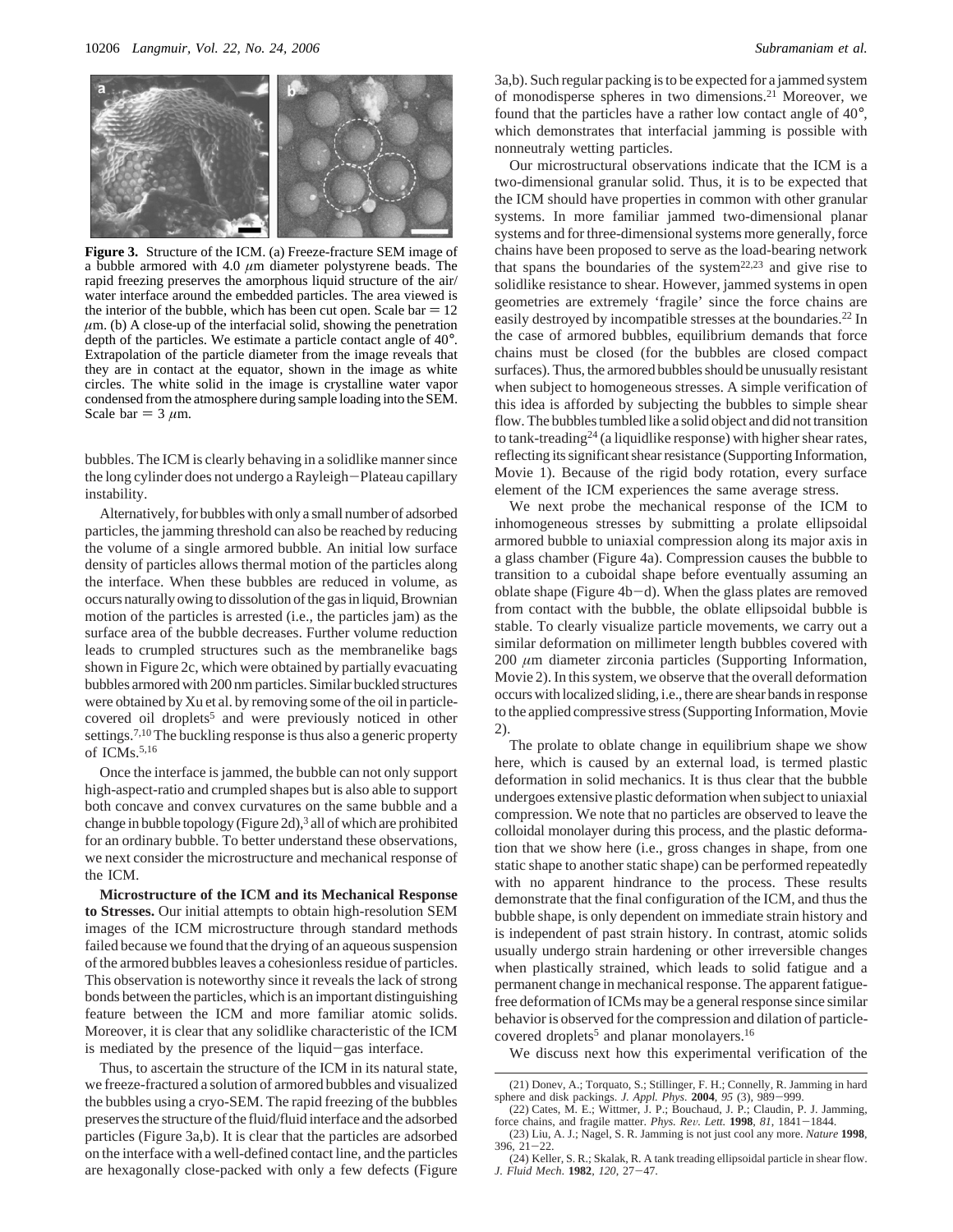Figure 3. Structure of the ICM. (a) Freeze-fracture SEM image of a bubble armored with 4.0 $\mu$m diameter polystyrene beads. The rapid freezing preserves the amorphous liquid structure of the air/water interface around the embedded particles. The area viewed is the interior of the bubble, which has been cut open. Scale bar = 12 $\mu$m. (b) A close-up of the interfacial solid, showing the penetration depth of the particles. We estimate a particle contact angle of 40°. Extrapolation of the particle diameter from the image reveals that they are in contact at the equator, shown in the image as white circles. The white solid in the image is crystalline water vapor condensed from the atmosphere during sample loading into the SEM. Scale bar = 3 $\mu$m.

bubbles. The ICM is clearly behaving in a solidlike manner since the long cylinder does not undergo a Rayleigh–Plateau capillary instability.

Alternatively, for bubbles with only a small number of adsorbed particles, the jamming threshold can also be reached by reducing the volume of a single armored bubble. An initial low surface density of particles allows thermal motion of the particles along the interface. When these bubbles are reduced in volume, as occurs naturally owing to dissolution of the gas in liquid, Brownian motion of the particles is arrested (i.e., the particles jam) as the surface area of the bubble decreases. Further volume reduction leads to crumpled structures such as the membranelike bags shown in Figure 2c, which were obtained by partially evacuating bubbles armored with 200 nm particles. Similar buckled structures were obtained by Xu et al. by removing some of the oil in particle-covered oil droplets[5] and were previously noticed in other settings.[7,10] The buckling response is thus also a generic property of ICMs.[5,16]

Once the interface is jammed, the bubble can not only support high-aspect-ratio and crumpled shapes but is also able to support both concave and convex curvatures on the same bubble and a change in bubble topology (Figure 2d),[3] all of which are prohibited for an ordinary bubble. To better understand these observations, we next consider the microstructure and mechanical response of the ICM.

**Microstructure of the ICM and its Mechanical Response to Stresses.** Our initial attempts to obtain high-resolution SEM images of the ICM microstructure through standard methods failed because we found that the drying of an aqueous suspension of the armored bubbles leaves a cohesionless residue of particles. This observation is noteworthy since it reveals the lack of strong bonds between the particles, which is an important distinguishing feature between the ICM and more familiar atomic solids. Moreover, it is clear that any solidlike characteristic of the ICM is mediated by the presence of the liquid–gas interface.

Thus, to ascertain the structure of the ICM in its natural state, we freeze-fractured a solution of armored bubbles and visualized the bubbles using a cryo-SEM. The rapid freezing of the bubbles preserves the structure of the fluid/fluid interface and the adsorbed particles (Figure 3a,b). It is clear that the particles are adsorbed on the interface with a well-defined contact line, and the particles are hexagonally close-packed with only a few defects (Figure 3a,b). Such regular packing is to be expected for a jammed system of monodisperse spheres in two dimensions.[21] Moreover, we found that the particles have a rather low contact angle of 40°, which demonstrates that interfacial jamming is possible with nonneutraly wetting particles.

Our microstructural observations indicate that the ICM is a two-dimensional granular solid. Thus, it is to be expected that the ICM should have properties in common with other granular systems. In more familiar jammed two-dimensional planar systems and for three-dimensional systems more generally, force chains have been proposed to serve as the load-bearing network that spans the boundaries of the system[22,23] and give rise to solidlike resistance to shear. However, jammed systems in open geometries are extremely 'fragile' since the force chains are easily destroyed by incompatible stresses at the boundaries.[22] In the case of armored bubbles, equilibrium demands that force chains must be closed (for the bubbles are closed compact surfaces). Thus, the armored bubbles should be unusually resistant when subject to homogeneous stresses. A simple verification of this idea is afforded by subjecting the bubbles to simple shear flow. The bubbles tumbled like a solid object and did not transition to tank-treading[24] (a liquidlike response) with higher shear rates, reflecting its significant shear resistance (Supporting Information, Movie 1). Because of the rigid body rotation, every surface element of the ICM experiences the same average stress.

We next probe the mechanical response of the ICM to inhomogeneous stresses by submitting a prolate ellipsoidal armored bubble to uniaxial compression along its major axis in a glass chamber (Figure 4a). Compression causes the bubble to transition to a cuboidal shape before eventually assuming an oblate shape (Figure 4b–d). When the glass plates are removed from contact with the bubble, the oblate ellipsoidal bubble is stable. To clearly visualize particle movements, we carry out a similar deformation on millimeter length bubbles covered with 200 $\mu$m diameter zirconia particles (Supporting Information, Movie 2). In this system, we observe that the overall deformation occurs with localized sliding, i.e., there are shear bands in response to the applied compressive stress (Supporting Information, Movie 2).

The prolate to oblate change in equilibrium shape we show here, which is caused by an external load, is termed plastic deformation in solid mechanics. It is thus clear that the bubble undergoes extensive plastic deformation when subject to uniaxial compression. We note that no particles are observed to leave the colloidal monolayer during this process, and the plastic deformation that we show here (i.e., gross changes in shape, from one static shape to another static shape) can be performed repeatedly with no apparent hindrance to the process. These results demonstrate that the final configuration of the ICM, and thus the bubble shape, is only dependent on immediate strain history and is independent of past strain history. In contrast, atomic solids usually undergo strain hardening or other irreversible changes when plastically strained, which leads to solid fatigue and a permanent change in mechanical response. The apparent fatigue-free deformation of ICMs may be a general response since similar behavior is observed for the compression and dilation of particle-covered droplets[5] and planar monolayers.[16]

We discuss next how this experimental verification of the

(21) Donev, A.; Torquato, S.; Stillinger, F. H.; Connelly, R. Jamming in hard sphere and disk packings. *J. Appl. Phys.* **2004**, *95* (3), 989–999.
(22) Cates, M. E.; Wittmer, J. P.; Bouchaud, J. P.; Claudin, P. J. Jamming, force chains, and fragile matter. *Phys. Rev. Lett.* **1998**, *81*, 1841–1844.
(23) Liu, A. J.; Nagel, S. R. Jamming is not just cool any more. *Nature* **1998**, 396, 21–22.
(24) Keller, S. R.; Skalak, R. A tank treading ellipsoidal particle in shear flow. *J. Fluid Mech.* **1982**, *120*, 27–47.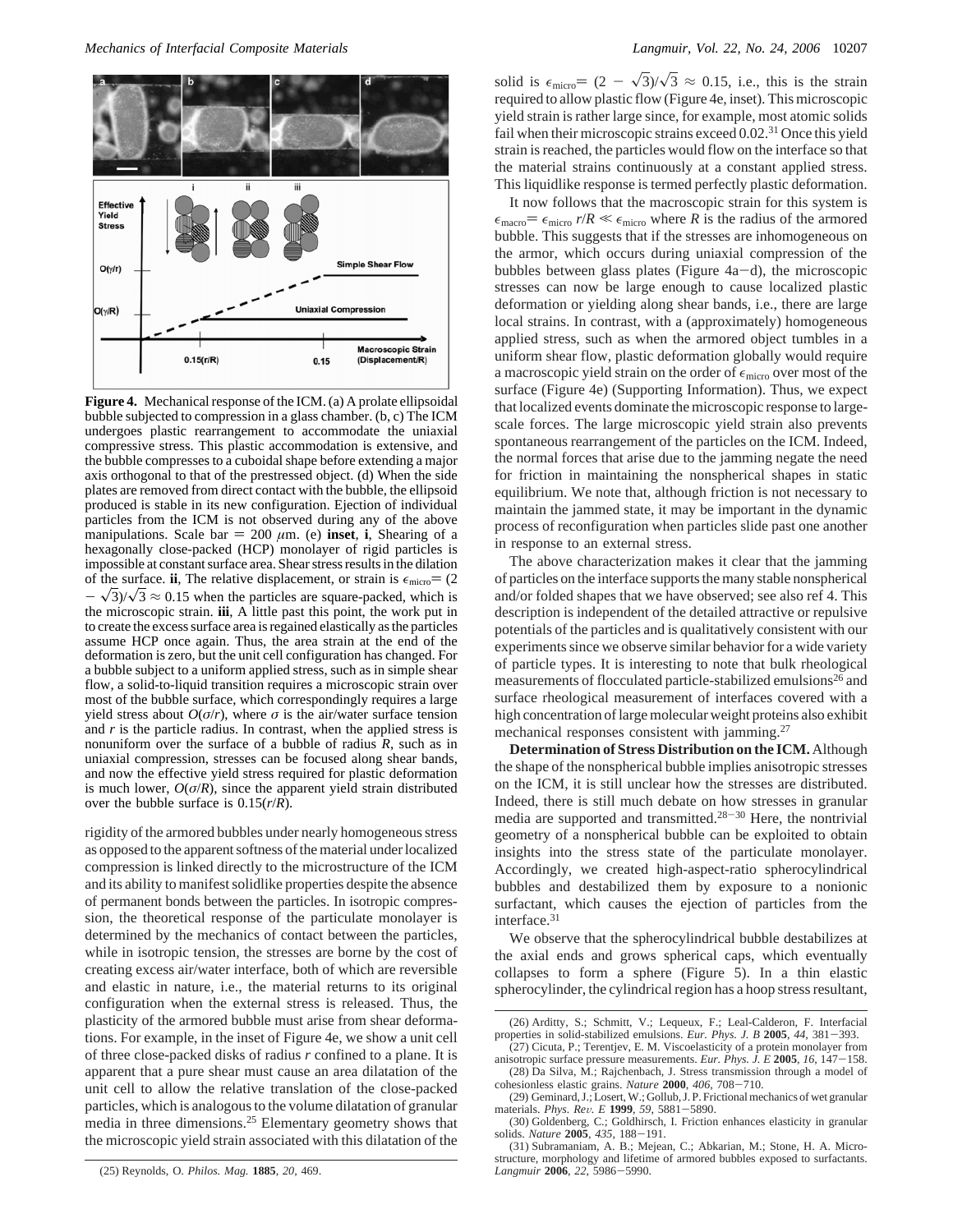**Figure 4.** Mechanical response of the ICM. (a) A prolate ellipsoidal bubble subjected to compression in a glass chamber. (b, c) The ICM undergoes plastic rearrangement to accommodate the uniaxial compressive stress. This plastic accommodation is extensive, and the bubble compresses to a cuboidal shape before extending a major axis orthogonal to that of the prestressed object. (d) When the side plates are removed from direct contact with the bubble, the ellipsoid produced is stable in its new configuration. Ejection of individual particles from the ICM is not observed during any of the above manipulations. Scale bar = 200 $\mu$m. (e) **inset**, **i**, Shearing of a hexagonally close-packed (HCP) monolayer of rigid particles is impossible at constant surface area. Shear stress results in the dilation of the surface. **ii**, The relative displacement, or strain is $\epsilon_{micro} = (2 - \sqrt{3})/\sqrt{3} \approx 0.15$ when the particles are square-packed, which is the microscopic strain. **iii**, A little past this point, the work put in to create the excess surface area is regained elastically as the particles assume HCP once again. Thus, the area strain at the end of the deformation is zero, but the unit cell configuration has changed. For a bubble subject to a uniform applied stress, such as in simple shear flow, a solid-to-liquid transition requires a microscopic strain over most of the bubble surface, which correspondingly requires a large yield stress about $O(\sigma/r)$, where $\sigma$ is the air/water surface tension and $r$ is the particle radius. In contrast, when the applied stress is nonuniform over the surface of a bubble of radius $R$, such as in uniaxial compression, stresses can be focused along shear bands, and now the effective yield stress required for plastic deformation is much lower, $O(\sigma/R)$, since the apparent yield strain distributed over the bubble surface is $0.15(r/R)$.

rigidity of the armored bubbles under nearly homogeneous stress as opposed to the apparent softness of the material under localized compression is linked directly to the microstructure of the ICM and its ability to manifest solidlike properties despite the absence of permanent bonds between the particles. In isotropic compression, the theoretical response of the particulate monolayer is determined by the mechanics of contact between the particles, while in isotropic tension, the stresses are borne by the cost of creating excess air/water interface, both of which are reversible and elastic in nature, i.e., the material returns to its original configuration when the external stress is released. Thus, the plasticity of the armored bubble must arise from shear deformations. For example, in the inset of Figure 4e, we show a unit cell of three close-packed disks of radius $r$ confined to a plane. It is apparent that a pure shear must cause an area dilatation of the unit cell to allow the relative translation of the close-packed particles, which is analogous to the volume dilatation of granular media in three dimensions.[25] Elementary geometry shows that the microscopic yield strain associated with this dilatation of the solid is $\epsilon_{micro} = (2 - \sqrt{3})/\sqrt{3} \approx 0.15$, i.e., this is the strain required to allow plastic flow (Figure 4e, inset). This microscopic yield strain is rather large since, for example, most atomic solids fail when their microscopic strains exceed 0.02.[31] Once this yield strain is reached, the particles would flow on the interface so that the material strains continuously at a constant applied stress. This liquidlike response is termed perfectly plastic deformation.

It now follows that the macroscopic strain for this system is $\epsilon_{macro} = \epsilon_{micro}\, r/R \ll \epsilon_{micro}$ where $R$ is the radius of the armored bubble. This suggests that if the stresses are inhomogeneous on the armor, which occurs during uniaxial compression of the bubbles between glass plates (Figure 4a–d), the microscopic stresses can now be large enough to cause localized plastic deformation or yielding along shear bands, i.e., there are large local strains. In contrast, with a (approximately) homogeneous applied stress, such as when the armored object tumbles in a uniform shear flow, plastic deformation globally would require a macroscopic yield strain on the order of $\epsilon_{micro}$ over most of the surface (Figure 4e) (Supporting Information). Thus, we expect that localized events dominate the microscopic response to large-scale forces. The large microscopic yield strain also prevents spontaneous rearrangement of the particles on the ICM. Indeed, the normal forces that arise due to the jamming negate the need for friction in maintaining the nonspherical shapes in static equilibrium. We note that, although friction is not necessary to maintain the jammed state, it may be important in the dynamic process of reconfiguration when particles slide past one another in response to an external stress.

The above characterization makes it clear that the jamming of particles on the interface supports the many stable nonspherical and/or folded shapes that we have observed; see also ref 4. This description is independent of the detailed attractive or repulsive potentials of the particles and is qualitatively consistent with our experiments since we observe similar behavior for a wide variety of particle types. It is interesting to note that bulk rheological measurements of flocculated particle-stabilized emulsions[26] and surface rheological measurement of interfaces covered with a high concentration of large molecular weight proteins also exhibit mechanical responses consistent with jamming.[27]

**Determination of Stress Distribution on the ICM.** Although the shape of the nonspherical bubble implies anisotropic stresses on the ICM, it is still unclear how the stresses are distributed. Indeed, there is still much debate on how stresses in granular media are supported and transmitted.[28–30] Here, the nontrivial geometry of a nonspherical bubble can be exploited to obtain insights into the stress state of the particulate monolayer. Accordingly, we created high-aspect-ratio spherocylindrical bubbles and destabilized them by exposure to a nonionic surfactant, which causes the ejection of particles from the interface.[31]

We observe that the spherocylindrical bubble destabilizes at the axial ends and grows spherical caps, which eventually collapses to form a sphere (Figure 5). In a thin elastic spherocylinder, the cylindrical region has a hoop stress resultant,

(25) Reynolds, O. *Philos. Mag.* **1885**, *20*, 469.

(26) Arditty, S.; Schmitt, V.; Lequeux, F.; Leal-Calderon, F. Interfacial properties in solid-stabilized emulsions. *Eur. Phys. J. B* **2005**, *44*, 381–393.

(27) Cicuta, P.; Terentjev, E. M. Viscoelasticity of a protein monolayer from anisotropic surface pressure measurements. *Eur. Phys. J. E* **2005**, *16*, 147–158.

(28) Da Silva, M.; Rajchenbach, J. Stress transmission through a model of cohesionless elastic grains. *Nature* **2000**, *406*, 708–710.

(29) Geminard, J.; Losert, W.; Gollub, J. P. Frictional mechanics of wet granular materials. *Phys. Rev. E* **1999**, *59*, 5881–5890.

(30) Goldenberg, C.; Goldhirsch, I. Friction enhances elasticity in granular solids. *Nature* **2005**, *435*, 188–191.

(31) Subramaniam, A. B.; Mejean, C.; Abkarian, M.; Stone, H. A. Microstructure, morphology and lifetime of armored bubbles exposed to surfactants. *Langmuir* **2006**, *22*, 5986–5990.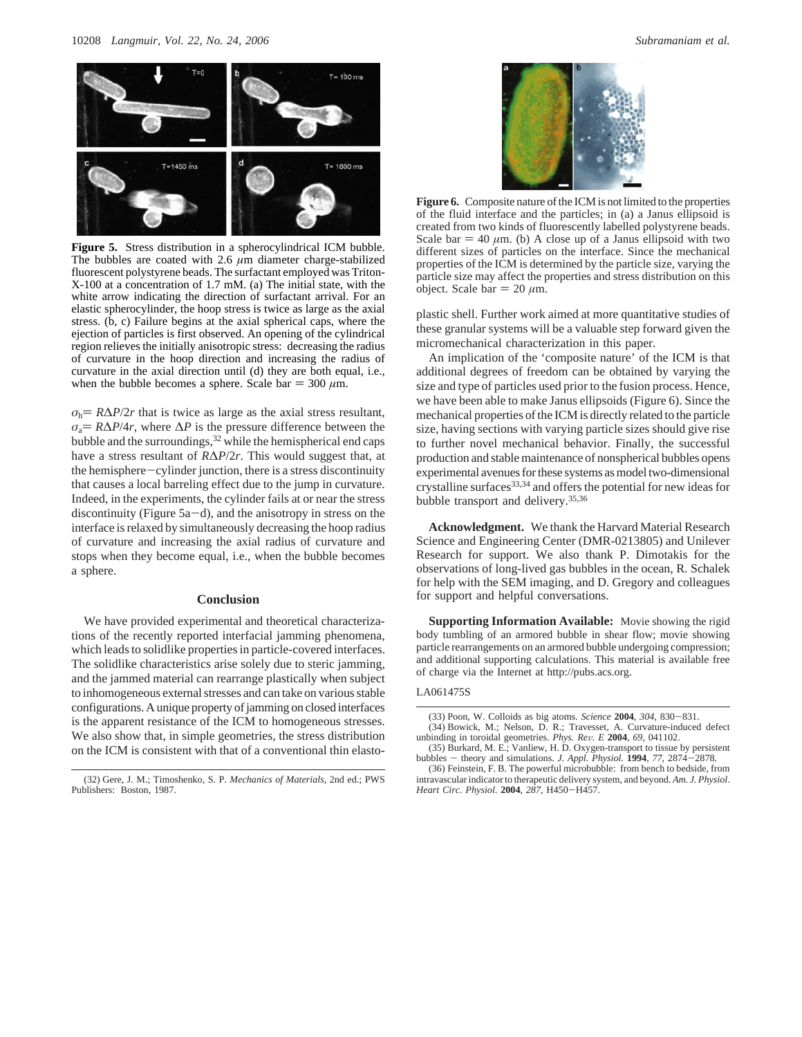**Figure 5.** Stress distribution in a spherocylindrical ICM bubble. The bubbles are coated with 2.6 $\mu$m diameter charge-stabilized fluorescent polystyrene beads. The surfactant employed was Triton-X-100 at a concentration of 1.7 mM. (a) The initial state, with the white arrow indicating the direction of surfactant arrival. For an elastic spherocylinder, the hoop stress is twice as large as the axial stress. (b, c) Failure begins at the axial spherical caps, where the ejection of particles is first observed. An opening of the cylindrical region relieves the initially anisotropic stress: decreasing the radius of curvature in the hoop direction and increasing the radius of curvature in the axial direction until (d) they are both equal, i.e., when the bubble becomes a sphere. Scale bar = 300 $\mu$m.

$\sigma_h = R\Delta P/2r$ that is twice as large as the axial stress resultant, $\sigma_a = R\Delta P/4r$, where $\Delta P$ is the pressure difference between the bubble and the surroundings,[32] while the hemispherical end caps have a stress resultant of $R\Delta P/2r$. This would suggest that, at the hemisphere–cylinder junction, there is a stress discontinuity that causes a local barreling effect due to the jump in curvature. Indeed, in the experiments, the cylinder fails at or near the stress discontinuity (Figure 5a–d), and the anisotropy in stress on the interface is relaxed by simultaneously decreasing the hoop radius of curvature and increasing the axial radius of curvature and stops when they become equal, i.e., when the bubble becomes a sphere.

## Conclusion

We have provided experimental and theoretical characterizations of the recently reported interfacial jamming phenomena, which leads to solidlike properties in particle-covered interfaces. The solidlike characteristics arise solely due to steric jamming, and the jammed material can rearrange plastically when subject to inhomogeneous external stresses and can take on various stable configurations. A unique property of jamming on closed interfaces is the apparent resistance of the ICM to homogeneous stresses. We also show that, in simple geometries, the stress distribution on the ICM is consistent with that of a conventional thin elastoplastic shell. Further work aimed at more quantitative studies of these granular systems will be a valuable step forward given the micromechanical characterization in this paper.

An implication of the 'composite nature' of the ICM is that additional degrees of freedom can be obtained by varying the size and type of particles used prior to the fusion process. Hence, we have been able to make Janus ellipsoids (Figure 6). Since the mechanical properties of the ICM is directly related to the particle size, having sections with varying particle sizes should give rise to further novel mechanical behavior. Finally, the successful production and stable maintenance of nonspherical bubbles opens experimental avenues for these systems as model two-dimensional crystalline surfaces[33,34] and offers the potential for new ideas for bubble transport and delivery.[35,36]

**Figure 6.** Composite nature of the ICM is not limited to the properties of the fluid interface and the particles; in (a) a Janus ellipsoid is created from two kinds of fluorescently labelled polystyrene beads. Scale bar = 40 $\mu$m. (b) A close up of a Janus ellipsoid with two different sizes of particles on the interface. Since the mechanical properties of the ICM is determined by the particle size, varying the particle size may affect the properties and stress distribution on this object. Scale bar = 20 $\mu$m.

**Acknowledgment.** We thank the Harvard Material Research Science and Engineering Center (DMR-0213805) and Unilever Research for support. We also thank P. Dimotakis for the observations of long-lived gas bubbles in the ocean, R. Schalek for help with the SEM imaging, and D. Gregory and colleagues for support and helpful conversations.

**Supporting Information Available:** Movie showing the rigid body tumbling of an armored bubble in shear flow; movie showing particle rearrangements on an armored bubble undergoing compression; and additional supporting calculations. This material is available free of charge via the Internet at http://pubs.acs.org.

LA061475S

(32) Gere, J. M.; Timoshenko, S. P. *Mechanics of Materials*, 2nd ed.; PWS Publishers: Boston, 1987.

(33) Poon, W. Colloids as big atoms. *Science* **2004**, *304*, 830–831.

(34) Bowick, M.; Nelson, D. R.; Travesset, A. Curvature-induced defect unbinding in toroidal geometries. *Phys. Rev. E* **2004**, *69*, 041102.

(35) Burkard, M. E.; Vanliew, H. D. Oxygen-transport to tissue by persistent bubbles – theory and simulations. *J. Appl. Physiol.* **1994**, *77*, 2874–2878.

(36) Feinstein, F. B. The powerful microbubble: from bench to bedside, from intravascular indicator to therapeutic delivery system, and beyond. *Am. J. Physiol. Heart Circ. Physiol.* **2004**, *287*, H450–H457.